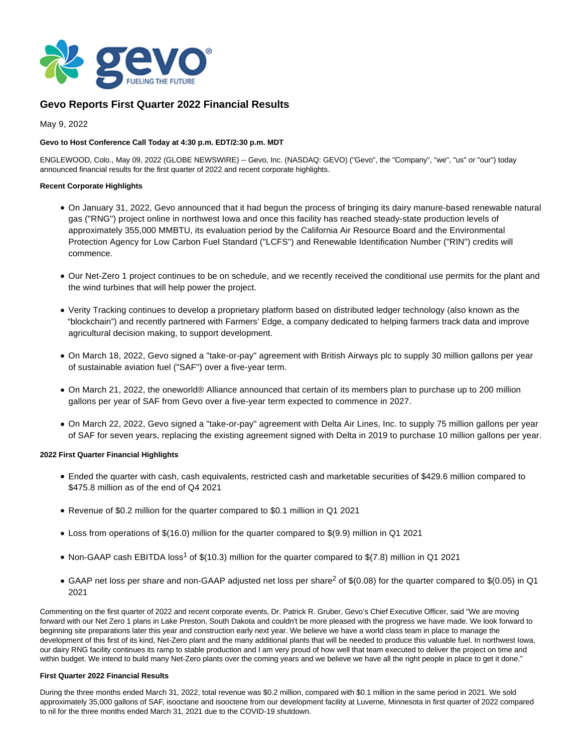# Gevo Reports First Quarter 2022 Financial Results

May 9, 2022

**Gevo to Host Conference Call Today at 4:30 p.m. EDT/2:30 p.m. MDT**

ENGLEWOOD, Colo., May 09, 2022 (GLOBE NEWSWIRE) -- Gevo, Inc. (NASDAQ: GEVO) ("Gevo", the "Company", "we", "us" or "our") today announced financial results for the first quarter of 2022 and recent corporate highlights.

**Recent Corporate Highlights**

- On January 31, 2022, Gevo announced that it had begun the process of bringing its dairy manure-based renewable natural gas ("RNG") project online in northwest Iowa and once this facility has reached steady-state production levels of approximately 355,000 MMBTU, its evaluation period by the California Air Resource Board and the Environmental Protection Agency for Low Carbon Fuel Standard ("LCFS") and Renewable Identification Number ("RIN") credits will commence.
- Our Net-Zero 1 project continues to be on schedule, and we recently received the conditional use permits for the plant and the wind turbines that will help power the project.
- Verity Tracking continues to develop a proprietary platform based on distributed ledger technology (also known as the "blockchain") and recently partnered with Farmers' Edge, a company dedicated to helping farmers track data and improve agricultural decision making, to support development.
- On March 18, 2022, Gevo signed a "take-or-pay" agreement with British Airways plc to supply 30 million gallons per year of sustainable aviation fuel ("SAF") over a five-year term.
- On March 21, 2022, the oneworld® Alliance announced that certain of its members plan to purchase up to 200 million gallons per year of SAF from Gevo over a five-year term expected to commence in 2027.
- On March 22, 2022, Gevo signed a "take-or-pay" agreement with Delta Air Lines, Inc. to supply 75 million gallons per year of SAF for seven years, replacing the existing agreement signed with Delta in 2019 to purchase 10 million gallons per year.

**2022 First Quarter Financial Highlights**

- Ended the quarter with cash, cash equivalents, restricted cash and marketable securities of $429.6 million compared to $475.8 million as of the end of Q4 2021
- Revenue of $0.2 million for the quarter compared to $0.1 million in Q1 2021
- Loss from operations of $(16.0) million for the quarter compared to $(9.9) million in Q1 2021
- Non-GAAP cash EBITDA loss[1] of $(10.3) million for the quarter compared to $(7.8) million in Q1 2021
- GAAP net loss per share and non-GAAP adjusted net loss per share[2] of $(0.08) for the quarter compared to $(0.05) in Q1 2021

Commenting on the first quarter of 2022 and recent corporate events, Dr. Patrick R. Gruber, Gevo's Chief Executive Officer, said "We are moving forward with our Net Zero 1 plans in Lake Preston, South Dakota and couldn't be more pleased with the progress we have made. We look forward to beginning site preparations later this year and construction early next year. We believe we have a world class team in place to manage the development of this first of its kind, Net-Zero plant and the many additional plants that will be needed to produce this valuable fuel. In northwest Iowa, our dairy RNG facility continues its ramp to stable production and I am very proud of how well that team executed to deliver the project on time and within budget. We intend to build many Net-Zero plants over the coming years and we believe we have all the right people in place to get it done."

**First Quarter 2022 Financial Results**

During the three months ended March 31, 2022, total revenue was $0.2 million, compared with $0.1 million in the same period in 2021. We sold approximately 35,000 gallons of SAF, isooctane and isooctene from our development facility at Luverne, Minnesota in first quarter of 2022 compared to nil for the three months ended March 31, 2021 due to the COVID-19 shutdown.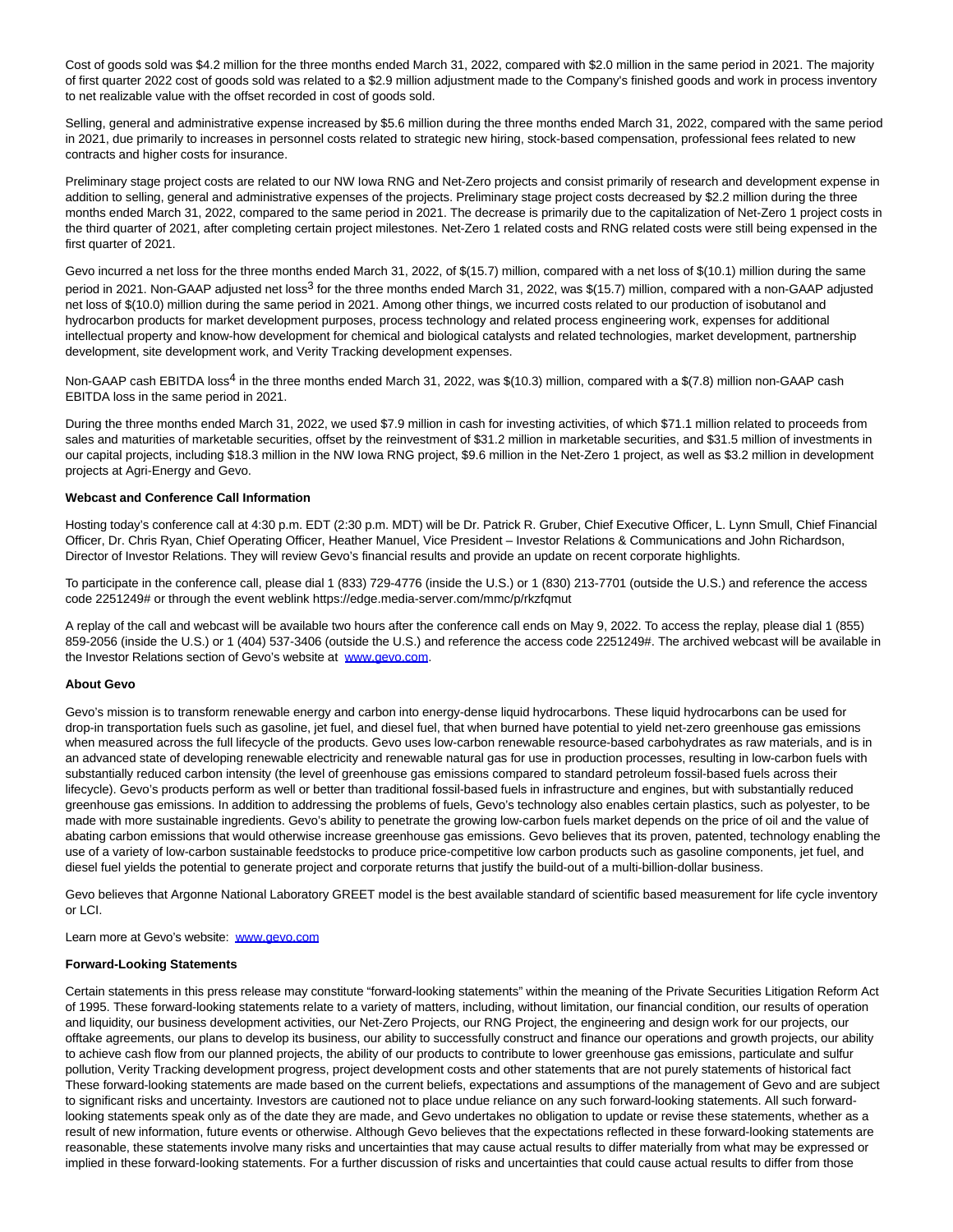Cost of goods sold was $4.2 million for the three months ended March 31, 2022, compared with $2.0 million in the same period in 2021. The majority of first quarter 2022 cost of goods sold was related to a $2.9 million adjustment made to the Company's finished goods and work in process inventory to net realizable value with the offset recorded in cost of goods sold.

Selling, general and administrative expense increased by $5.6 million during the three months ended March 31, 2022, compared with the same period in 2021, due primarily to increases in personnel costs related to strategic new hiring, stock-based compensation, professional fees related to new contracts and higher costs for insurance.

Preliminary stage project costs are related to our NW Iowa RNG and Net-Zero projects and consist primarily of research and development expense in addition to selling, general and administrative expenses of the projects. Preliminary stage project costs decreased by $2.2 million during the three months ended March 31, 2022, compared to the same period in 2021. The decrease is primarily due to the capitalization of Net-Zero 1 project costs in the third quarter of 2021, after completing certain project milestones. Net-Zero 1 related costs and RNG related costs were still being expensed in the first quarter of 2021.

Gevo incurred a net loss for the three months ended March 31, 2022, of $(15.7) million, compared with a net loss of $(10.1) million during the same period in 2021. Non-GAAP adjusted net loss[3] for the three months ended March 31, 2022, was $(15.7) million, compared with a non-GAAP adjusted net loss of $(10.0) million during the same period in 2021. Among other things, we incurred costs related to our production of isobutanol and hydrocarbon products for market development purposes, process technology and related process engineering work, expenses for additional intellectual property and know-how development for chemical and biological catalysts and related technologies, market development, partnership development, site development work, and Verity Tracking development expenses.

Non-GAAP cash EBITDA loss[4] in the three months ended March 31, 2022, was $(10.3) million, compared with a $(7.8) million non-GAAP cash EBITDA loss in the same period in 2021.

During the three months ended March 31, 2022, we used $7.9 million in cash for investing activities, of which $71.1 million related to proceeds from sales and maturities of marketable securities, offset by the reinvestment of $31.2 million in marketable securities, and $31.5 million of investments in our capital projects, including $18.3 million in the NW Iowa RNG project, $9.6 million in the Net-Zero 1 project, as well as $3.2 million in development projects at Agri-Energy and Gevo.

**Webcast and Conference Call Information**

Hosting today's conference call at 4:30 p.m. EDT (2:30 p.m. MDT) will be Dr. Patrick R. Gruber, Chief Executive Officer, L. Lynn Smull, Chief Financial Officer, Dr. Chris Ryan, Chief Operating Officer, Heather Manuel, Vice President – Investor Relations & Communications and John Richardson, Director of Investor Relations. They will review Gevo's financial results and provide an update on recent corporate highlights.

To participate in the conference call, please dial 1 (833) 729-4776 (inside the U.S.) or 1 (830) 213-7701 (outside the U.S.) and reference the access code 2251249# or through the event weblink https://edge.media-server.com/mmc/p/rkzfqmut

A replay of the call and webcast will be available two hours after the conference call ends on May 9, 2022. To access the replay, please dial 1 (855) 859-2056 (inside the U.S.) or 1 (404) 537-3406 (outside the U.S.) and reference the access code 2251249#. The archived webcast will be available in the Investor Relations section of Gevo's website at www.gevo.com.

**About Gevo**

Gevo's mission is to transform renewable energy and carbon into energy-dense liquid hydrocarbons. These liquid hydrocarbons can be used for drop-in transportation fuels such as gasoline, jet fuel, and diesel fuel, that when burned have potential to yield net-zero greenhouse gas emissions when measured across the full lifecycle of the products. Gevo uses low-carbon renewable resource-based carbohydrates as raw materials, and is in an advanced state of developing renewable electricity and renewable natural gas for use in production processes, resulting in low-carbon fuels with substantially reduced carbon intensity (the level of greenhouse gas emissions compared to standard petroleum fossil-based fuels across their lifecycle). Gevo's products perform as well or better than traditional fossil-based fuels in infrastructure and engines, but with substantially reduced greenhouse gas emissions. In addition to addressing the problems of fuels, Gevo's technology also enables certain plastics, such as polyester, to be made with more sustainable ingredients. Gevo's ability to penetrate the growing low-carbon fuels market depends on the price of oil and the value of abating carbon emissions that would otherwise increase greenhouse gas emissions. Gevo believes that its proven, patented, technology enabling the use of a variety of low-carbon sustainable feedstocks to produce price-competitive low carbon products such as gasoline components, jet fuel, and diesel fuel yields the potential to generate project and corporate returns that justify the build-out of a multi-billion-dollar business.

Gevo believes that Argonne National Laboratory GREET model is the best available standard of scientific based measurement for life cycle inventory or LCI.

Learn more at Gevo's website: www.gevo.com

**Forward-Looking Statements**

Certain statements in this press release may constitute "forward-looking statements" within the meaning of the Private Securities Litigation Reform Act of 1995. These forward-looking statements relate to a variety of matters, including, without limitation, our financial condition, our results of operation and liquidity, our business development activities, our Net-Zero Projects, our RNG Project, the engineering and design work for our projects, our offtake agreements, our plans to develop its business, our ability to successfully construct and finance our operations and growth projects, our ability to achieve cash flow from our planned projects, the ability of our products to contribute to lower greenhouse gas emissions, particulate and sulfur pollution, Verity Tracking development progress, project development costs and other statements that are not purely statements of historical fact These forward-looking statements are made based on the current beliefs, expectations and assumptions of the management of Gevo and are subject to significant risks and uncertainty. Investors are cautioned not to place undue reliance on any such forward-looking statements. All such forward-looking statements speak only as of the date they are made, and Gevo undertakes no obligation to update or revise these statements, whether as a result of new information, future events or otherwise. Although Gevo believes that the expectations reflected in these forward-looking statements are reasonable, these statements involve many risks and uncertainties that may cause actual results to differ materially from what may be expressed or implied in these forward-looking statements. For a further discussion of risks and uncertainties that could cause actual results to differ from those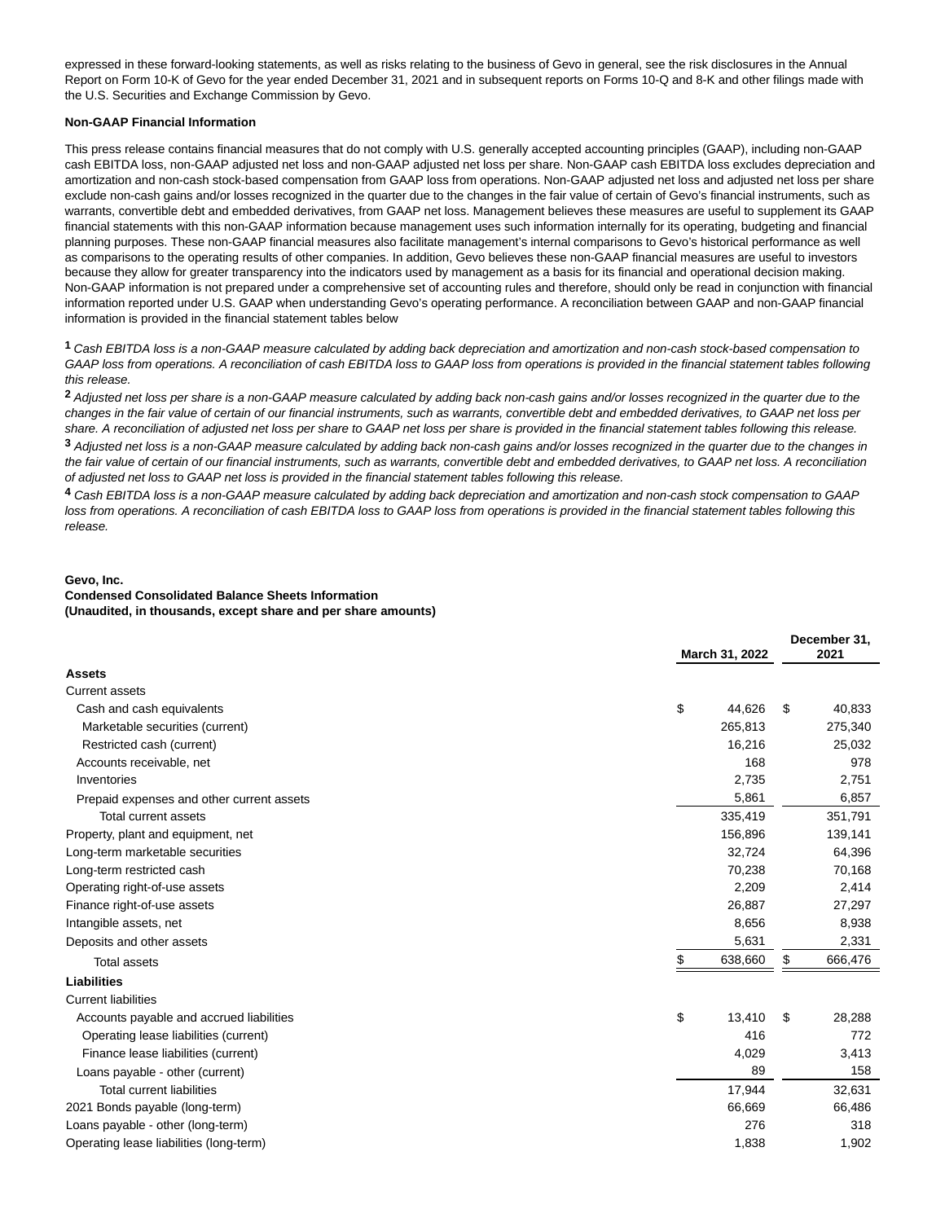expressed in these forward-looking statements, as well as risks relating to the business of Gevo in general, see the risk disclosures in the Annual Report on Form 10-K of Gevo for the year ended December 31, 2021 and in subsequent reports on Forms 10-Q and 8-K and other filings made with the U.S. Securities and Exchange Commission by Gevo.

**Non-GAAP Financial Information**

This press release contains financial measures that do not comply with U.S. generally accepted accounting principles (GAAP), including non-GAAP cash EBITDA loss, non-GAAP adjusted net loss and non-GAAP adjusted net loss per share. Non-GAAP cash EBITDA loss excludes depreciation and amortization and non-cash stock-based compensation from GAAP loss from operations. Non-GAAP adjusted net loss and adjusted net loss per share exclude non-cash gains and/or losses recognized in the quarter due to the changes in the fair value of certain of Gevo's financial instruments, such as warrants, convertible debt and embedded derivatives, from GAAP net loss. Management believes these measures are useful to supplement its GAAP financial statements with this non-GAAP information because management uses such information internally for its operating, budgeting and financial planning purposes. These non-GAAP financial measures also facilitate management's internal comparisons to Gevo's historical performance as well as comparisons to the operating results of other companies. In addition, Gevo believes these non-GAAP financial measures are useful to investors because they allow for greater transparency into the indicators used by management as a basis for its financial and operational decision making. Non-GAAP information is not prepared under a comprehensive set of accounting rules and therefore, should only be read in conjunction with financial information reported under U.S. GAAP when understanding Gevo's operating performance. A reconciliation between GAAP and non-GAAP financial information is provided in the financial statement tables below

[1] *Cash EBITDA loss is a non-GAAP measure calculated by adding back depreciation and amortization and non-cash stock-based compensation to GAAP loss from operations. A reconciliation of cash EBITDA loss to GAAP loss from operations is provided in the financial statement tables following this release.*

[2] *Adjusted net loss per share is a non-GAAP measure calculated by adding back non-cash gains and/or losses recognized in the quarter due to the changes in the fair value of certain of our financial instruments, such as warrants, convertible debt and embedded derivatives, to GAAP net loss per share. A reconciliation of adjusted net loss per share to GAAP net loss per share is provided in the financial statement tables following this release.*

[3] *Adjusted net loss is a non-GAAP measure calculated by adding back non-cash gains and/or losses recognized in the quarter due to the changes in the fair value of certain of our financial instruments, such as warrants, convertible debt and embedded derivatives, to GAAP net loss. A reconciliation of adjusted net loss to GAAP net loss is provided in the financial statement tables following this release.*

[4] *Cash EBITDA loss is a non-GAAP measure calculated by adding back depreciation and amortization and non-cash stock compensation to GAAP loss from operations. A reconciliation of cash EBITDA loss to GAAP loss from operations is provided in the financial statement tables following this release.*

**Gevo, Inc.**
**Condensed Consolidated Balance Sheets Information**
**(Unaudited, in thousands, except share and per share amounts)**

| | March 31, 2022 | December 31, 2021 |
|---|---|---|
| **Assets** | | |
| Current assets | | |
| Cash and cash equivalents | $ 44,626 | $ 40,833 |
| Marketable securities (current) | 265,813 | 275,340 |
| Restricted cash (current) | 16,216 | 25,032 |
| Accounts receivable, net | 168 | 978 |
| Inventories | 2,735 | 2,751 |
| Prepaid expenses and other current assets | 5,861 | 6,857 |
| Total current assets | 335,419 | 351,791 |
| Property, plant and equipment, net | 156,896 | 139,141 |
| Long-term marketable securities | 32,724 | 64,396 |
| Long-term restricted cash | 70,238 | 70,168 |
| Operating right-of-use assets | 2,209 | 2,414 |
| Finance right-of-use assets | 26,887 | 27,297 |
| Intangible assets, net | 8,656 | 8,938 |
| Deposits and other assets | 5,631 | 2,331 |
| Total assets | $ 638,660 | $ 666,476 |
| **Liabilities** | | |
| Current liabilities | | |
| Accounts payable and accrued liabilities | $ 13,410 | $ 28,288 |
| Operating lease liabilities (current) | 416 | 772 |
| Finance lease liabilities (current) | 4,029 | 3,413 |
| Loans payable - other (current) | 89 | 158 |
| Total current liabilities | 17,944 | 32,631 |
| 2021 Bonds payable (long-term) | 66,669 | 66,486 |
| Loans payable - other (long-term) | 276 | 318 |
| Operating lease liabilities (long-term) | 1,838 | 1,902 |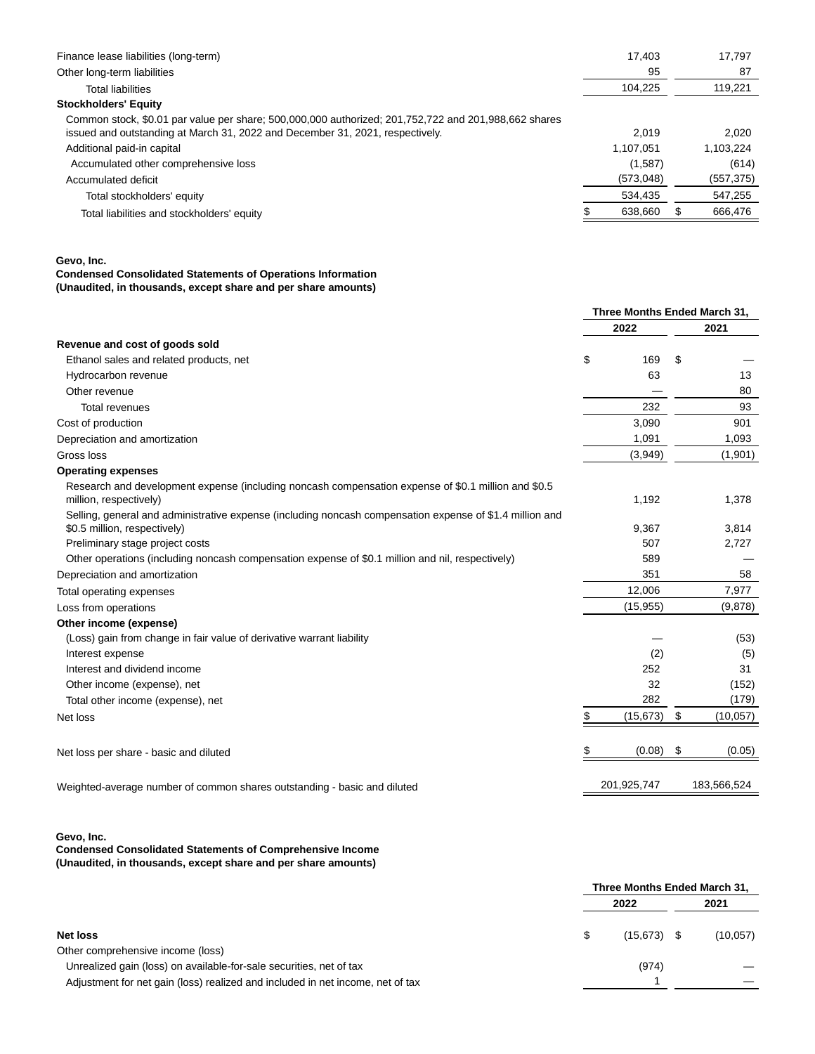| | | |
|---|---|---|
| Finance lease liabilities (long-term) | 17,403 | 17,797 |
| Other long-term liabilities | 95 | 87 |
| Total liabilities | 104,225 | 119,221 |
| **Stockholders' Equity** | | |
| Common stock, $0.01 par value per share; 500,000,000 authorized; 201,752,722 and 201,988,662 shares issued and outstanding at March 31, 2022 and December 31, 2021, respectively. | 2,019 | 2,020 |
| Additional paid-in capital | 1,107,051 | 1,103,224 |
| Accumulated other comprehensive loss | (1,587) | (614) |
| Accumulated deficit | (573,048) | (557,375) |
| Total stockholders' equity | 534,435 | 547,255 |
| Total liabilities and stockholders' equity | $ 638,660 | $ 666,476 |

**Gevo, Inc.**
**Condensed Consolidated Statements of Operations Information**
**(Unaudited, in thousands, except share and per share amounts)**

| | Three Months Ended March 31, | |
|---|---|---|
| | 2022 | 2021 |
| **Revenue and cost of goods sold** | | |
| Ethanol sales and related products, net | $ 169 | $ — |
| Hydrocarbon revenue | 63 | 13 |
| Other revenue | — | 80 |
| Total revenues | 232 | 93 |
| Cost of production | 3,090 | 901 |
| Depreciation and amortization | 1,091 | 1,093 |
| Gross loss | (3,949) | (1,901) |
| **Operating expenses** | | |
| Research and development expense (including noncash compensation expense of $0.1 million and $0.5 million, respectively) | 1,192 | 1,378 |
| Selling, general and administrative expense (including noncash compensation expense of $1.4 million and $0.5 million, respectively) | 9,367 | 3,814 |
| Preliminary stage project costs | 507 | 2,727 |
| Other operations (including noncash compensation expense of $0.1 million and nil, respectively) | 589 | — |
| Depreciation and amortization | 351 | 58 |
| Total operating expenses | 12,006 | 7,977 |
| Loss from operations | (15,955) | (9,878) |
| **Other income (expense)** | | |
| (Loss) gain from change in fair value of derivative warrant liability | — | (53) |
| Interest expense | (2) | (5) |
| Interest and dividend income | 252 | 31 |
| Other income (expense), net | 32 | (152) |
| Total other income (expense), net | 282 | (179) |
| Net loss | $ (15,673) | $ (10,057) |
| | | |
| Net loss per share - basic and diluted | $ (0.08) | $ (0.05) |
| | | |
| Weighted-average number of common shares outstanding - basic and diluted | 201,925,747 | 183,566,524 |

**Gevo, Inc.**
**Condensed Consolidated Statements of Comprehensive Income**
**(Unaudited, in thousands, except share and per share amounts)**

| | Three Months Ended March 31, | |
|---|---|---|
| | 2022 | 2021 |
| **Net loss** | $ (15,673) | $ (10,057) |
| Other comprehensive income (loss) | | |
| Unrealized gain (loss) on available-for-sale securities, net of tax | (974) | — |
| Adjustment for net gain (loss) realized and included in net income, net of tax | 1 | — |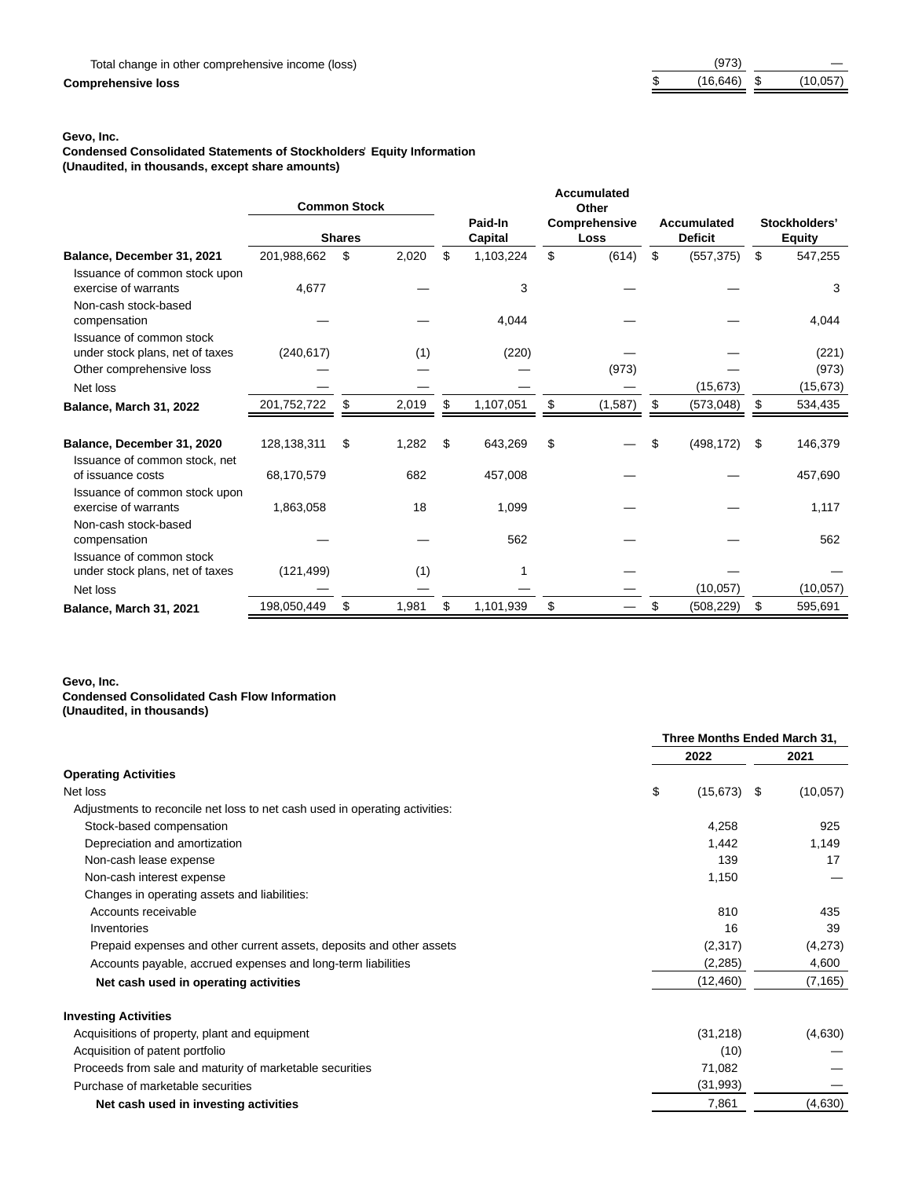| | | |
|---|---|---|
| Total change in other comprehensive income (loss) | (973) | — |
| **Comprehensive loss** | $ (16,646) | $ (10,057) |

**Gevo, Inc.**
**Condensed Consolidated Statements of Stockholders' Equity Information**
**(Unaudited, in thousands, except share amounts)**

| | Common Stock | | Paid-In Capital | Accumulated Other Comprehensive Loss | Accumulated Deficit | Stockholders' Equity |
|---|---|---|---|---|---|---|
| | Shares | | | | | |
| **Balance, December 31, 2021** | 201,988,662 | $ 2,020 | $ 1,103,224 | $ (614) | $ (557,375) | $ 547,255 |
| Issuance of common stock upon exercise of warrants | 4,677 | — | 3 | — | — | 3 |
| Non-cash stock-based compensation | — | — | 4,044 | — | — | 4,044 |
| Issuance of common stock under stock plans, net of taxes | (240,617) | (1) | (220) | — | — | (221) |
| Other comprehensive loss | — | — | — | (973) | — | (973) |
| Net loss | — | — | — | — | (15,673) | (15,673) |
| **Balance, March 31, 2022** | 201,752,722 | $ 2,019 | $ 1,107,051 | $ (1,587) | $ (573,048) | $ 534,435 |
| | | | | | | |
| **Balance, December 31, 2020** | 128,138,311 | $ 1,282 | $ 643,269 | $ — | $ (498,172) | $ 146,379 |
| Issuance of common stock, net of issuance costs | 68,170,579 | 682 | 457,008 | — | — | 457,690 |
| Issuance of common stock upon exercise of warrants | 1,863,058 | 18 | 1,099 | — | — | 1,117 |
| Non-cash stock-based compensation | — | — | 562 | — | — | 562 |
| Issuance of common stock under stock plans, net of taxes | (121,499) | (1) | 1 | — | — | — |
| Net loss | — | — | — | — | (10,057) | (10,057) |
| **Balance, March 31, 2021** | 198,050,449 | $ 1,981 | $ 1,101,939 | $ — | $ (508,229) | $ 595,691 |

**Gevo, Inc.**
**Condensed Consolidated Cash Flow Information**
**(Unaudited, in thousands)**

| | Three Months Ended March 31, | |
|---|---|---|
| | 2022 | 2021 |
| **Operating Activities** | | |
| Net loss | $ (15,673) | $ (10,057) |
| Adjustments to reconcile net loss to net cash used in operating activities: | | |
| Stock-based compensation | 4,258 | 925 |
| Depreciation and amortization | 1,442 | 1,149 |
| Non-cash lease expense | 139 | 17 |
| Non-cash interest expense | 1,150 | — |
| Changes in operating assets and liabilities: | | |
| Accounts receivable | 810 | 435 |
| Inventories | 16 | 39 |
| Prepaid expenses and other current assets, deposits and other assets | (2,317) | (4,273) |
| Accounts payable, accrued expenses and long-term liabilities | (2,285) | 4,600 |
| **Net cash used in operating activities** | (12,460) | (7,165) |
| | | |
| **Investing Activities** | | |
| Acquisitions of property, plant and equipment | (31,218) | (4,630) |
| Acquisition of patent portfolio | (10) | — |
| Proceeds from sale and maturity of marketable securities | 71,082 | — |
| Purchase of marketable securities | (31,993) | — |
| **Net cash used in investing activities** | 7,861 | (4,630) |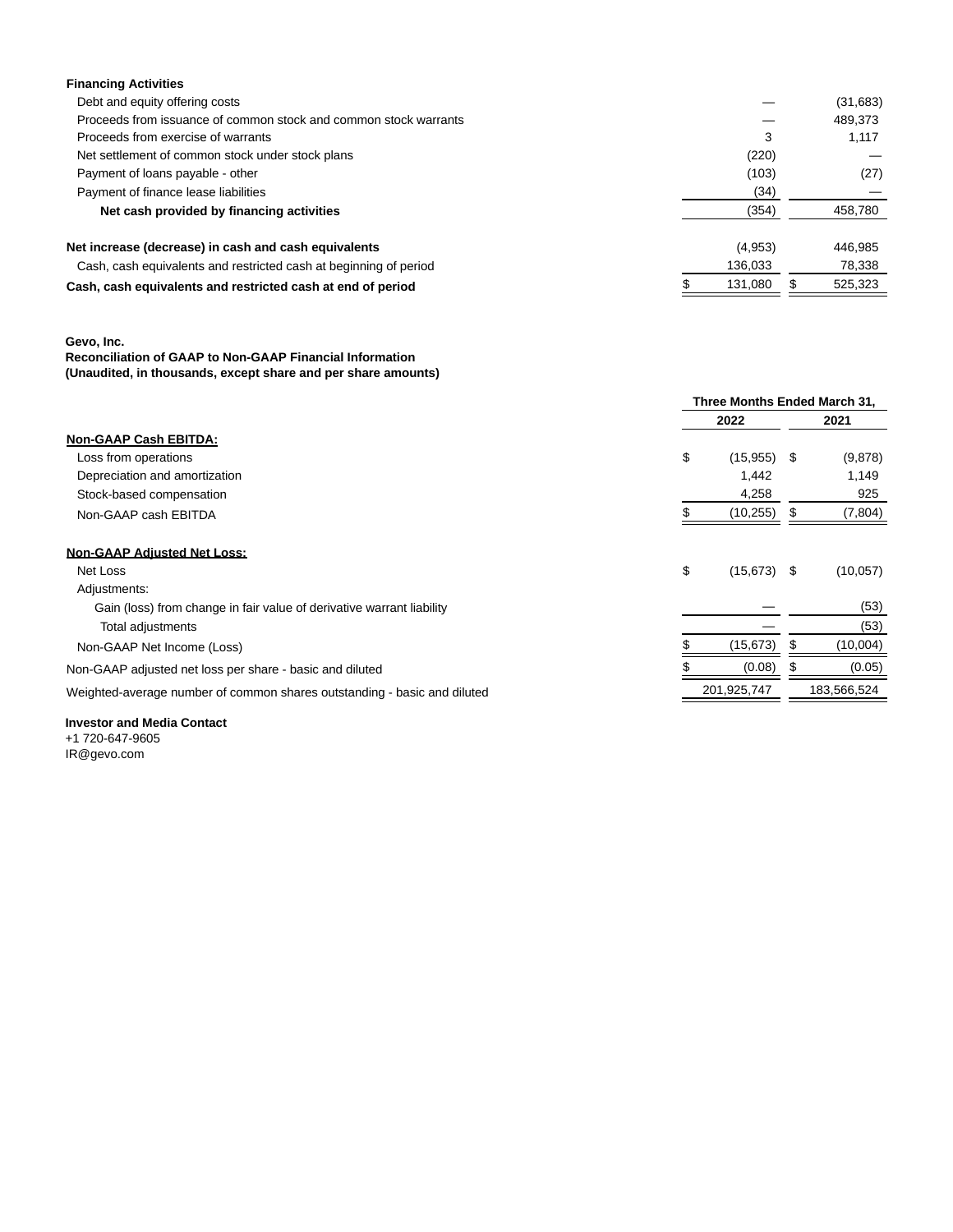| | | |
|---|---|---|
| **Financing Activities** | | |
| Debt and equity offering costs | — | (31,683) |
| Proceeds from issuance of common stock and common stock warrants | — | 489,373 |
| Proceeds from exercise of warrants | 3 | 1,117 |
| Net settlement of common stock under stock plans | (220) | — |
| Payment of loans payable - other | (103) | (27) |
| Payment of finance lease liabilities | (34) | — |
| **Net cash provided by financing activities** | (354) | 458,780 |
| | | |
| **Net increase (decrease) in cash and cash equivalents** | (4,953) | 446,985 |
| Cash, cash equivalents and restricted cash at beginning of period | 136,033 | 78,338 |
| **Cash, cash equivalents and restricted cash at end of period** | $ 131,080 | $ 525,323 |

**Gevo, Inc.**
**Reconciliation of GAAP to Non-GAAP Financial Information**
**(Unaudited, in thousands, except share and per share amounts)**

| | **Three Months Ended March 31,** | |
|---|---|---|
| | **2022** | **2021** |
| **Non-GAAP Cash EBITDA:** | | |
| Loss from operations | $ (15,955) | $ (9,878) |
| Depreciation and amortization | 1,442 | 1,149 |
| Stock-based compensation | 4,258 | 925 |
| Non-GAAP cash EBITDA | $ (10,255) | $ (7,804) |
| | | |
| **Non-GAAP Adjusted Net Loss:** | | |
| Net Loss | $ (15,673) | $ (10,057) |
| Adjustments: | | |
| Gain (loss) from change in fair value of derivative warrant liability | — | (53) |
| Total adjustments | — | (53) |
| Non-GAAP Net Income (Loss) | $ (15,673) | $ (10,004) |
| Non-GAAP adjusted net loss per share - basic and diluted | $ (0.08) | $ (0.05) |
| Weighted-average number of common shares outstanding - basic and diluted | 201,925,747 | 183,566,524 |

**Investor and Media Contact**
+1 720-647-9605
IR@gevo.com